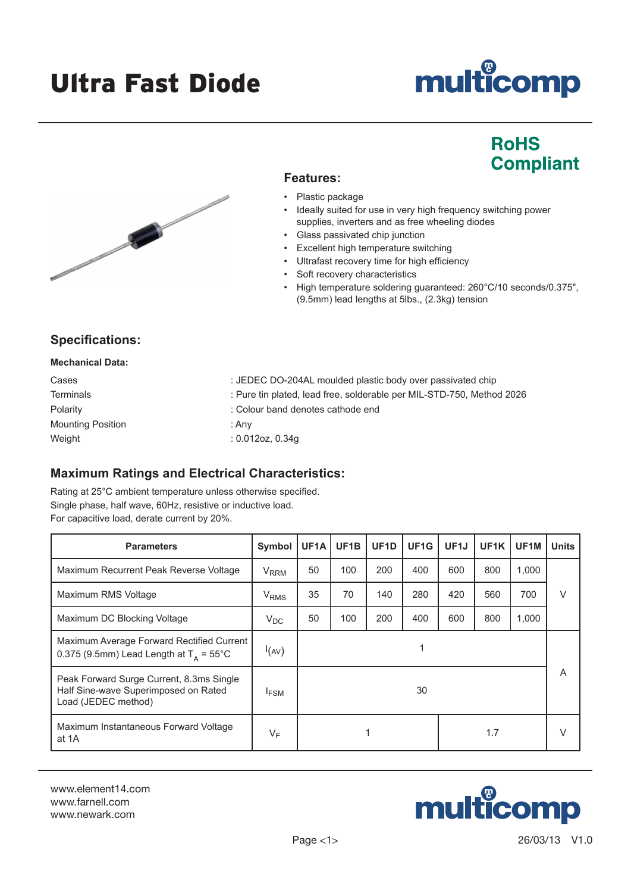# Ultra Fast Diode

**RoHS Compliant**

## Features:

- Plastic package
- Ideally suited for use in very high frequency switching power supplies, inverters and as free wheeling diodes
- Glass passivated chip junction
- Excellent high temperature switching
- Ultrafast recovery time for high efficiency
- Soft recovery characteristics
- High temperature soldering guaranteed: 260°C/10 seconds/0.375", (9.5mm) lead lengths at 5lbs., (2.3kg) tension

## Specifications:

**Mechanical Data:**

| | |
|---|---|
| Cases | : JEDEC DO-204AL moulded plastic body over passivated chip |
| Terminals | : Pure tin plated, lead free, solderable per MIL-STD-750, Method 2026 |
| Polarity | : Colour band denotes cathode end |
| Mounting Position | : Any |
| Weight | : 0.012oz, 0.34g |

## Maximum Ratings and Electrical Characteristics:

Rating at 25°C ambient temperature unless otherwise specified.
Single phase, half wave, 60Hz, resistive or inductive load.
For capacitive load, derate current by 20%.

| Parameters | Symbol | UF1A | UF1B | UF1D | UF1G | UF1J | UF1K | UF1M | Units |
|---|---|---|---|---|---|---|---|---|---|
| Maximum Recurrent Peak Reverse Voltage | $V_{RRM}$ | 50 | 100 | 200 | 400 | 600 | 800 | 1,000 | V |
| Maximum RMS Voltage | $V_{RMS}$ | 35 | 70 | 140 | 280 | 420 | 560 | 700 | V |
| Maximum DC Blocking Voltage | $V_{DC}$ | 50 | 100 | 200 | 400 | 600 | 800 | 1,000 | V |
| Maximum Average Forward Rectified Current 0.375 (9.5mm) Lead Length at $T_A$ = 55°C | $I_{(AV)}$ | 1 | | | | | | | A |
| Peak Forward Surge Current, 8.3ms Single Half Sine-wave Superimposed on Rated Load (JEDEC method) | $I_{FSM}$ | 30 | | | | | | | A |
| Maximum Instantaneous Forward Voltage at 1A | $V_F$ | 1 | | | | 1.7 | | | V |

www.element14.com
www.farnell.com
www.newark.com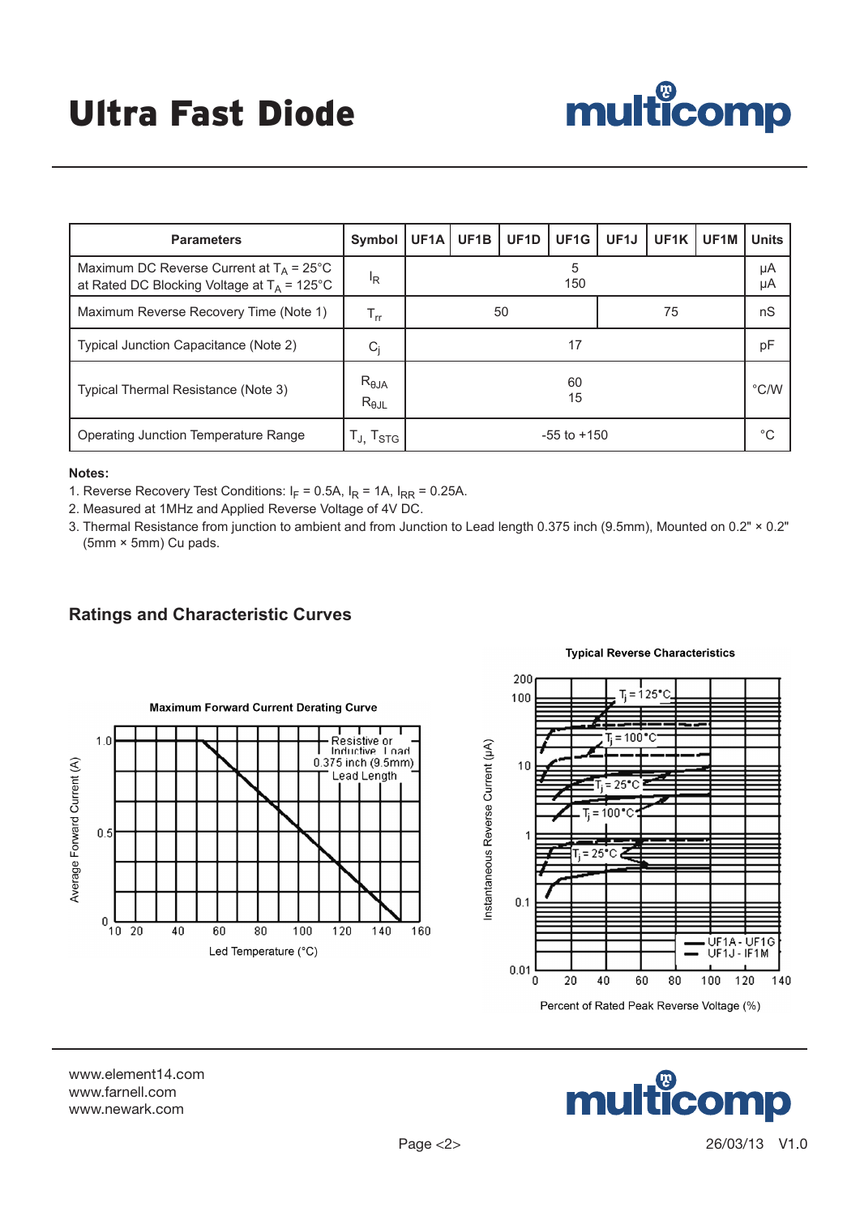# Ultra Fast Diode

| Parameters | Symbol | UF1A | UF1B | UF1D | UF1G | UF1J | UF1K | UF1M | Units |
|---|---|---|---|---|---|---|---|---|---|
| Maximum DC Reverse Current at $T_A$ = 25°C<br>at Rated DC Blocking Voltage at $T_A$ = 125°C | $I_R$ | 5<br>150 | | | | | | | µA<br>µA |
| Maximum Reverse Recovery Time (Note 1) | $T_{rr}$ | 50 | | | | 75 | | | nS |
| Typical Junction Capacitance (Note 2) | $C_j$ | 17 | | | | | | | pF |
| Typical Thermal Resistance (Note 3) | $R_{\theta JA}$<br>$R_{\theta JL}$ | 60<br>15 | | | | | | | °C/W |
| Operating Junction Temperature Range | $T_J$, $T_{STG}$ | -55 to +150 | | | | | | | °C |

**Notes:**

1. Reverse Recovery Test Conditions: $I_F$ = 0.5A, $I_R$ = 1A, $I_{RR}$ = 0.25A.
2. Measured at 1MHz and Applied Reverse Voltage of 4V DC.
3. Thermal Resistance from junction to ambient and from Junction to Lead length 0.375 inch (9.5mm), Mounted on 0.2" × 0.2" (5mm × 5mm) Cu pads.

## Ratings and Characteristic Curves

**Maximum Forward Current Derating Curve**

Resistive or Inductive Load 0.375 inch (9.5mm) Lead Length

Average Forward Current (A) vs. Led Temperature (°C)

**Typical Reverse Characteristics**

$T_j$ = 125°C, $T_j$ = 100°C, $T_j$ = 25°C, $T_j$ = 100°C, $T_j$ = 25°C

UF1A - UF1G
UF1J - IF1M

Instantaneous Reverse Current (µA) vs. Percent of Rated Peak Reverse Voltage (%)

www.element14.com
www.farnell.com
www.newark.com

26/03/13 V1.0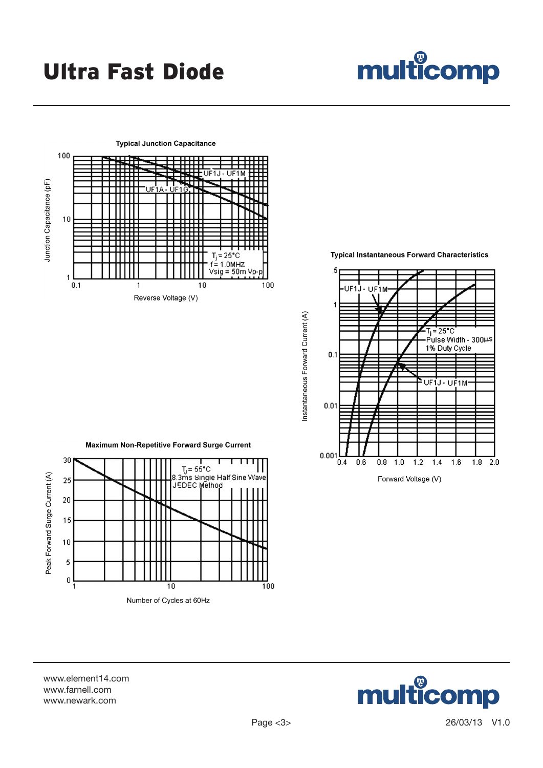# Ultra Fast Diode

**Typical Junction Capacitance**

Junction Capacitance (pF)

100

10

1

0.1 1 10 100

Reverse Voltage (V)

UF1J - UF1M

UF1A - UF1G

$T_j$ = 25°C
f = 1.0MHz
Vsig = 50m Vp-p

**Typical Instantaneous Forward Characteristics**

Instantaneous Forward Current (A)

5

1

0.1

0.01

0.001

0.4 0.6 0.8 1.0 1.2 1.4 1.6 1.8 2.0

Forward Voltage (V)

UF1J - UF1M

$T_j$ = 25°C
Pulse Width - 300µs
1% Duty Cycle

UF1J - UF1M

**Maximum Non-Repetitive Forward Surge Current**

Peak Forward Surge Current (A)

30

25

20

15

10

5

0

1 10 100

Number of Cycles at 60Hz

$T_j$ = 55°C
8.3ms Single Half Sine Wave
JEDEC Method

www.element14.com
www.farnell.com
www.newark.com

26/03/13 V1.0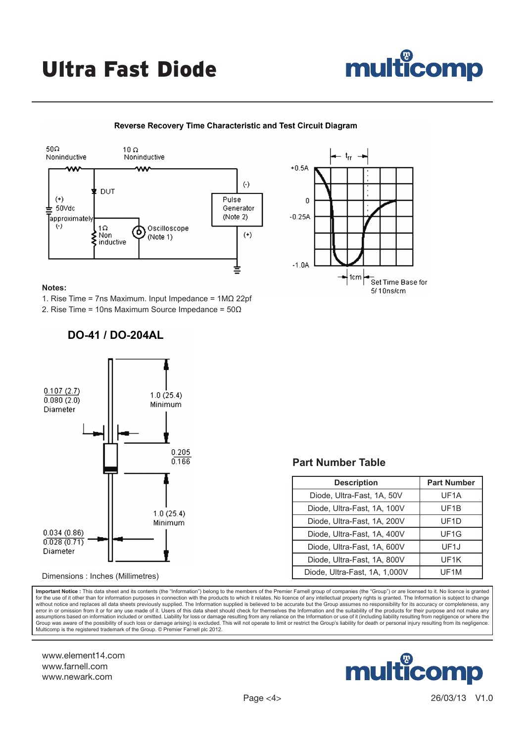# Ultra Fast Diode

## Reverse Recovery Time Characteristic and Test Circuit Diagram

50Ω
NonInductive

10 Ω
NonInductive

DUT

(+)
50Vdc
approximately
(-)

1Ω
Non
inductive

Oscilloscope
(Note 1)

Pulse
Generator
(Note 2)

(-)

(+)

$t_{rr}$

+0.5A

0

-0.25A

-1.0A

1cm

Set Time Base for
5/ 10ns/cm

**Notes:**

1. Rise Time = 7ns Maximum. Input Impedance = 1MΩ 22pf
2. Rise Time = 10ns Maximum Source Impedance = 50Ω

## DO-41 / DO-204AL

0.107 (2.7)
0.080 (2.0)
Diameter

1.0 (25.4)
Minimum

0.205
0.166

1.0 (25.4)
Minimum

0.034 (0.86)
0.028 (0.71)
Diameter

Dimensions : Inches (Millimetres)

## Part Number Table

| Description | Part Number |
|---|---|
| Diode, Ultra-Fast, 1A, 50V | UF1A |
| Diode, Ultra-Fast, 1A, 100V | UF1B |
| Diode, Ultra-Fast, 1A, 200V | UF1D |
| Diode, Ultra-Fast, 1A, 400V | UF1G |
| Diode, Ultra-Fast, 1A, 600V | UF1J |
| Diode, Ultra-Fast, 1A, 800V | UF1K |
| Diode, Ultra-Fast, 1A, 1,000V | UF1M |

**Important Notice :** This data sheet and its contents (the "Information") belong to the members of the Premier Farnell group of companies (the "Group") or are licensed to it. No licence is granted for the use of it other than for information purposes in connection with the products to which it relates. No licence of any intellectual property rights is granted. The Information is subject to change without notice and replaces all data sheets previously supplied. The Information supplied is believed to be accurate but the Group assumes no responsibility for its accuracy or completeness, any error in or omission from it or for any use made of it. Users of this data sheet should check for themselves the Information and the suitability of the products for their purpose and not make any assumptions based on information included or omitted. Liability for loss or damage resulting from any reliance on the Information or use of it (including liability resulting from negligence or where the Group was aware of the possibility of such loss or damage arising) is excluded. This will not operate to limit or restrict the Group's liability for death or personal injury resulting from its negligence. Multicomp is the registered trademark of the Group. © Premier Farnell plc 2012.

www.element14.com
www.farnell.com
www.newark.com

26/03/13 V1.0